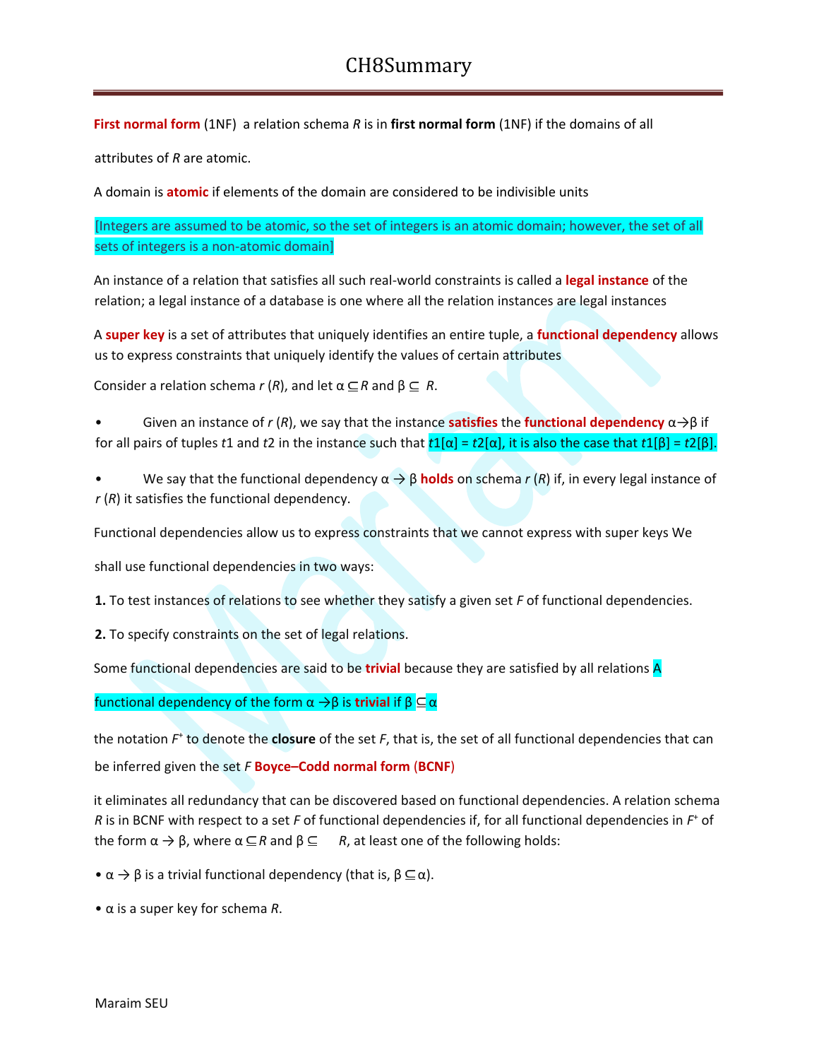# CH8Summary

**First normal form** (1NF) a relation schema *R* is in **first normal form** (1NF) if the domains of all attributes of *R* are atomic.

A domain is **atomic** if elements of the domain are considered to be indivisible units

[Integers are assumed to be atomic, so the set of integers is an atomic domain; however, the set of all sets of integers is a non-atomic domain]

An instance of a relation that satisfies all such real-world constraints is called a **legal instance** of the relation; a legal instance of a database is one where all the relation instances are legal instances

A **super key** is a set of attributes that uniquely identifies an entire tuple, a **functional dependency** allows us to express constraints that uniquely identify the values of certain attributes

Consider a relation schema $r(R)$, and let $\alpha \subseteq R$ and $\beta \subseteq R$.

- Given an instance of $r(R)$, we say that the instance **satisfies** the **functional dependency** $\alpha \rightarrow \beta$ if for all pairs of tuples $t1$ and $t2$ in the instance such that $t1[\alpha] = t2[\alpha]$, it is also the case that $t1[\beta] = t2[\beta]$.
- We say that the functional dependency $\alpha \rightarrow \beta$ **holds** on schema $r(R)$ if, in every legal instance of $r(R)$ it satisfies the functional dependency.

Functional dependencies allow us to express constraints that we cannot express with super keys We shall use functional dependencies in two ways:

**1.** To test instances of relations to see whether they satisfy a given set *F* of functional dependencies.

**2.** To specify constraints on the set of legal relations.

Some functional dependencies are said to be **trivial** because they are satisfied by all relations A functional dependency of the form $\alpha \rightarrow \beta$ is **trivial** if $\beta \subseteq \alpha$

the notation $F^+$ to denote the **closure** of the set *F*, that is, the set of all functional dependencies that can be inferred given the set *F* **Boyce–Codd normal form (BCNF)**

it eliminates all redundancy that can be discovered based on functional dependencies. A relation schema *R* is in BCNF with respect to a set *F* of functional dependencies if, for all functional dependencies in $F^+$ of the form $\alpha \rightarrow \beta$, where $\alpha \subseteq R$ and $\beta \subseteq R$, at least one of the following holds:

- $\alpha \rightarrow \beta$ is a trivial functional dependency (that is, $\beta \subseteq \alpha$).
- $\alpha$ is a super key for schema *R*.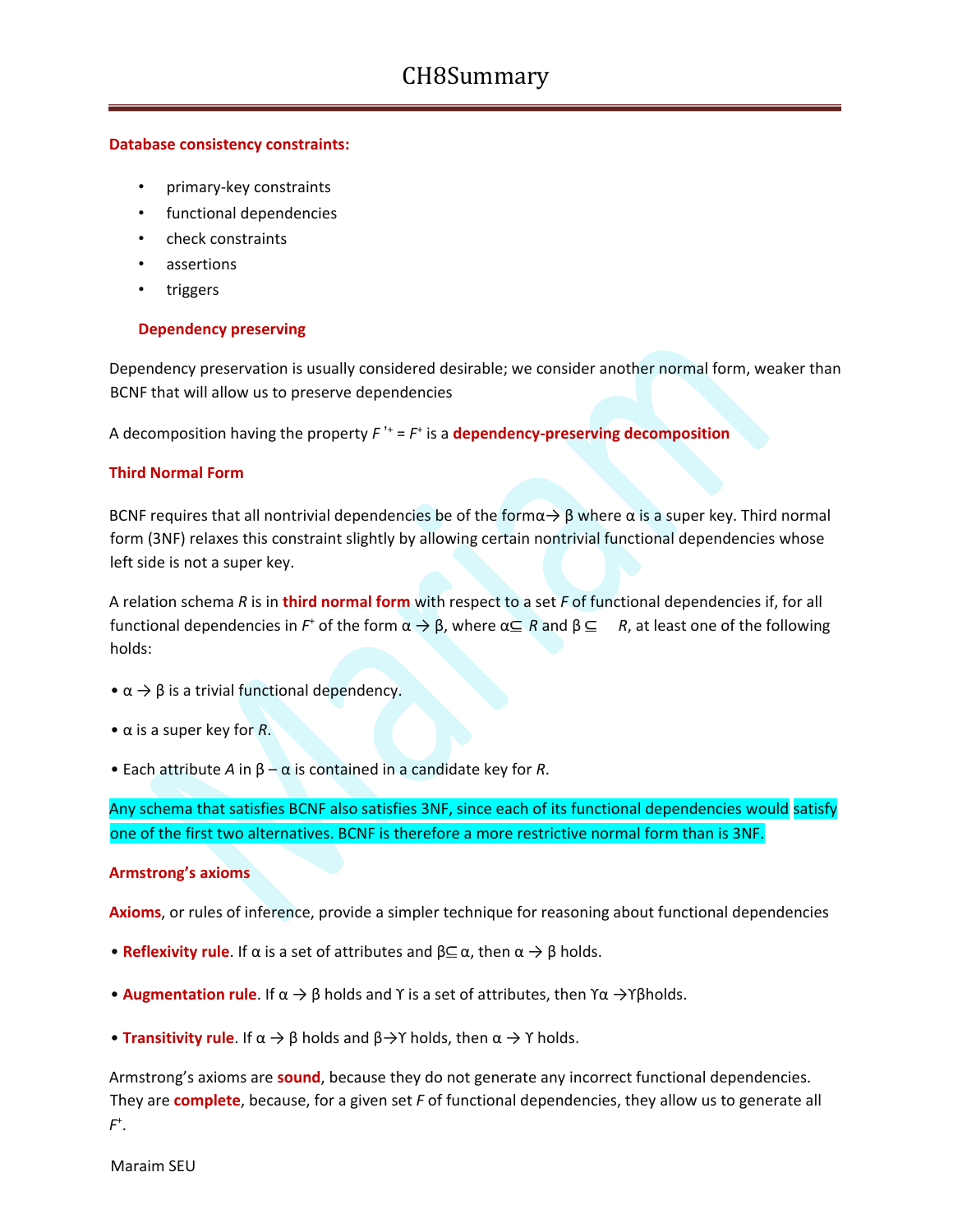# CH8Summary

**Database consistency constraints:**

- primary-key constraints
- functional dependencies
- check constraints
- assertions
- triggers

**Dependency preserving**

Dependency preservation is usually considered desirable; we consider another normal form, weaker than BCNF that will allow us to preserve dependencies

A decomposition having the property $F'^{+} = F^{+}$ is a **dependency-preserving decomposition**

**Third Normal Form**

BCNF requires that all nontrivial dependencies be of the form $\alpha \rightarrow \beta$ where $\alpha$ is a super key. Third normal form (3NF) relaxes this constraint slightly by allowing certain nontrivial functional dependencies whose left side is not a super key.

A relation schema $R$ is in **third normal form** with respect to a set $F$ of functional dependencies if, for all functional dependencies in $F^{+}$ of the form $\alpha \rightarrow \beta$, where $\alpha \subseteq R$ and $\beta \subseteq R$, at least one of the following holds:

- $\alpha \rightarrow \beta$ is a trivial functional dependency.
- $\alpha$ is a super key for $R$.
- Each attribute $A$ in $\beta - \alpha$ is contained in a candidate key for $R$.

Any schema that satisfies BCNF also satisfies 3NF, since each of its functional dependencies would satisfy one of the first two alternatives. BCNF is therefore a more restrictive normal form than is 3NF.

**Armstrong's axioms**

**Axioms**, or rules of inference, provide a simpler technique for reasoning about functional dependencies

- **Reflexivity rule**. If $\alpha$ is a set of attributes and $\beta \subseteq \alpha$, then $\alpha \rightarrow \beta$ holds.
- **Augmentation rule**. If $\alpha \rightarrow \beta$ holds and $\Upsilon$ is a set of attributes, then $\Upsilon\alpha \rightarrow \Upsilon\beta$ holds.
- **Transitivity rule**. If $\alpha \rightarrow \beta$ holds and $\beta \rightarrow \Upsilon$ holds, then $\alpha \rightarrow \Upsilon$ holds.

Armstrong's axioms are **sound**, because they do not generate any incorrect functional dependencies. They are **complete**, because, for a given set $F$ of functional dependencies, they allow us to generate all $F^{+}$.

Maraim SEU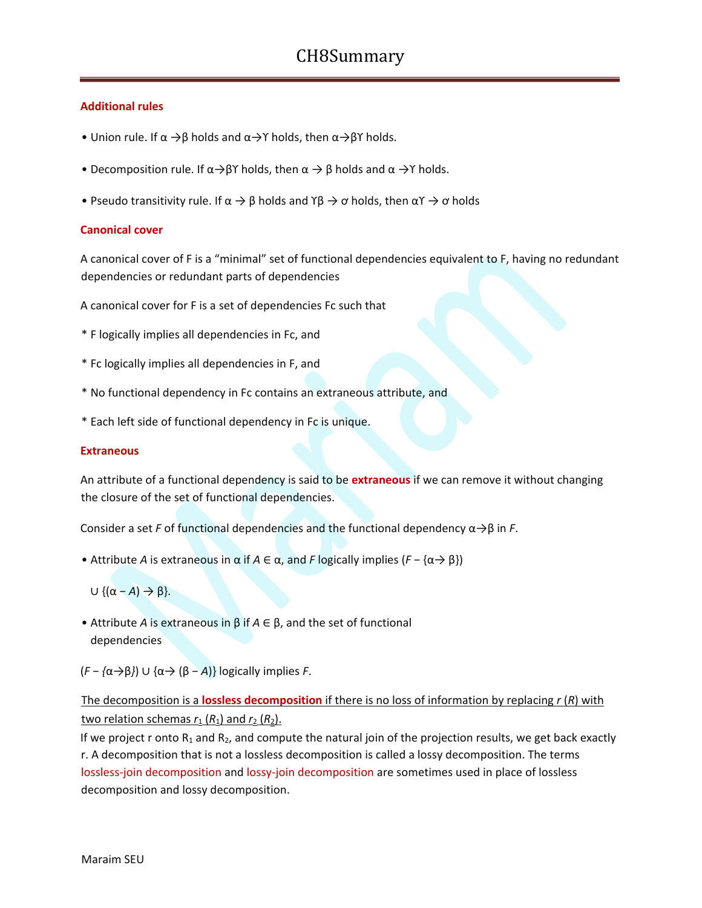# CH8Summary

**Additional rules**

- Union rule. If $\alpha \rightarrow \beta$ holds and $\alpha \rightarrow \Upsilon$ holds, then $\alpha \rightarrow \beta\Upsilon$ holds.
- Decomposition rule. If $\alpha \rightarrow \beta\Upsilon$ holds, then $\alpha \rightarrow \beta$ holds and $\alpha \rightarrow \Upsilon$ holds.
- Pseudo transitivity rule. If $\alpha \rightarrow \beta$ holds and $\Upsilon\beta \rightarrow \sigma$ holds, then $\alpha\Upsilon \rightarrow \sigma$ holds

**Canonical cover**

A canonical cover of F is a "minimal" set of functional dependencies equivalent to F, having no redundant dependencies or redundant parts of dependencies

A canonical cover for F is a set of dependencies Fc such that

* F logically implies all dependencies in Fc, and

* Fc logically implies all dependencies in F, and

* No functional dependency in Fc contains an extraneous attribute, and

* Each left side of functional dependency in Fc is unique.

**Extraneous**

An attribute of a functional dependency is said to be **extraneous** if we can remove it without changing the closure of the set of functional dependencies.

Consider a set *F* of functional dependencies and the functional dependency $\alpha \rightarrow \beta$ in *F*.

- Attribute *A* is extraneous in $\alpha$ if $A \in \alpha$, and *F* logically implies $(F - \{\alpha \rightarrow \beta\})$

  $\cup \{(\alpha - A) \rightarrow \beta\}$.

- Attribute *A* is extraneous in $\beta$ if $A \in \beta$, and the set of functional dependencies

$(F - \{\alpha \rightarrow \beta\}) \cup \{\alpha \rightarrow (\beta - A)\}$ logically implies *F*.

The decomposition is a **lossless decomposition** if there is no loss of information by replacing $r(R)$ with two relation schemas $r_1(R_1)$ and $r_2(R_2)$.

If we project r onto $R_1$ and $R_2$, and compute the natural join of the projection results, we get back exactly r. A decomposition that is not a lossless decomposition is called a lossy decomposition. The terms lossless-join decomposition and lossy-join decomposition are sometimes used in place of lossless decomposition and lossy decomposition.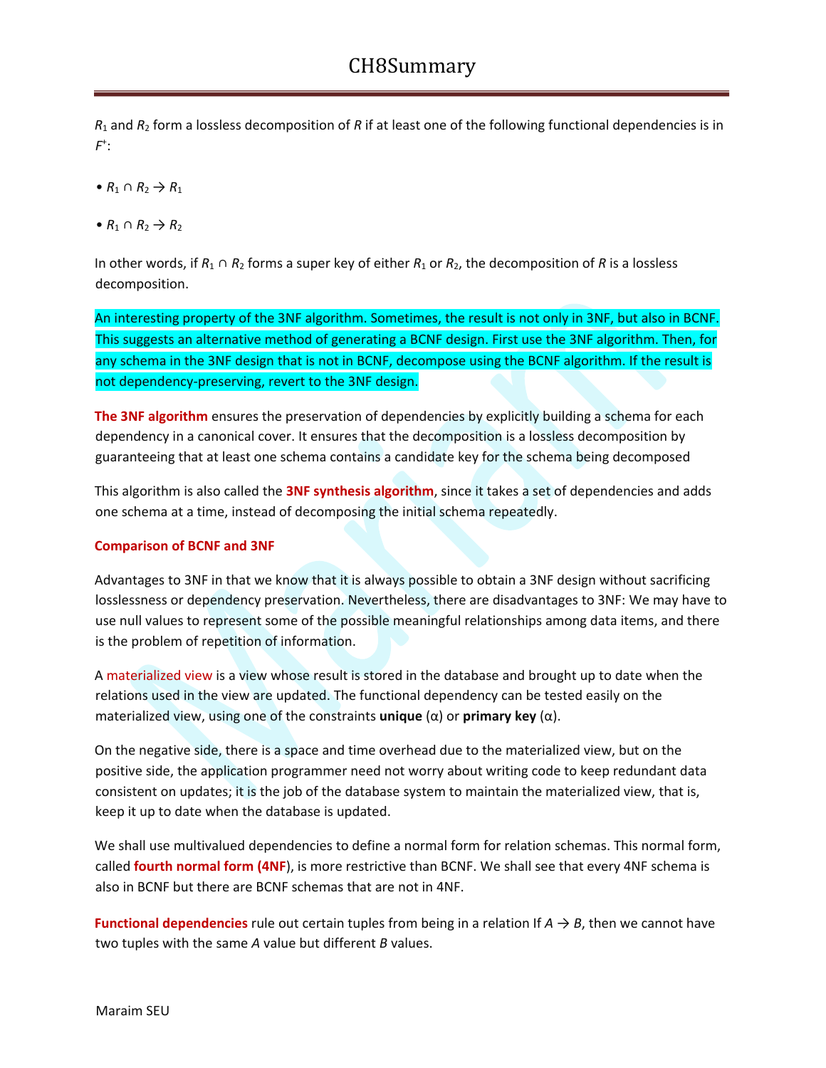$R_1$ and $R_2$ form a lossless decomposition of $R$ if at least one of the following functional dependencies is in $F^+$:

- $R_1 \cap R_2 \rightarrow R_1$
- $R_1 \cap R_2 \rightarrow R_2$

In other words, if $R_1 \cap R_2$ forms a super key of either $R_1$ or $R_2$, the decomposition of $R$ is a lossless decomposition.

An interesting property of the 3NF algorithm. Sometimes, the result is not only in 3NF, but also in BCNF. This suggests an alternative method of generating a BCNF design. First use the 3NF algorithm. Then, for any schema in the 3NF design that is not in BCNF, decompose using the BCNF algorithm. If the result is not dependency-preserving, revert to the 3NF design.

**The 3NF algorithm** ensures the preservation of dependencies by explicitly building a schema for each dependency in a canonical cover. It ensures that the decomposition is a lossless decomposition by guaranteeing that at least one schema contains a candidate key for the schema being decomposed

This algorithm is also called the **3NF synthesis algorithm**, since it takes a set of dependencies and adds one schema at a time, instead of decomposing the initial schema repeatedly.

**Comparison of BCNF and 3NF**

Advantages to 3NF in that we know that it is always possible to obtain a 3NF design without sacrificing losslessness or dependency preservation. Nevertheless, there are disadvantages to 3NF: We may have to use null values to represent some of the possible meaningful relationships among data items, and there is the problem of repetition of information.

A materialized view is a view whose result is stored in the database and brought up to date when the relations used in the view are updated. The functional dependency can be tested easily on the materialized view, using one of the constraints **unique** (α) or **primary key** (α).

On the negative side, there is a space and time overhead due to the materialized view, but on the positive side, the application programmer need not worry about writing code to keep redundant data consistent on updates; it is the job of the database system to maintain the materialized view, that is, keep it up to date when the database is updated.

We shall use multivalued dependencies to define a normal form for relation schemas. This normal form, called **fourth normal form (4NF)**, is more restrictive than BCNF. We shall see that every 4NF schema is also in BCNF but there are BCNF schemas that are not in 4NF.

**Functional dependencies** rule out certain tuples from being in a relation If $A \rightarrow B$, then we cannot have two tuples with the same $A$ value but different $B$ values.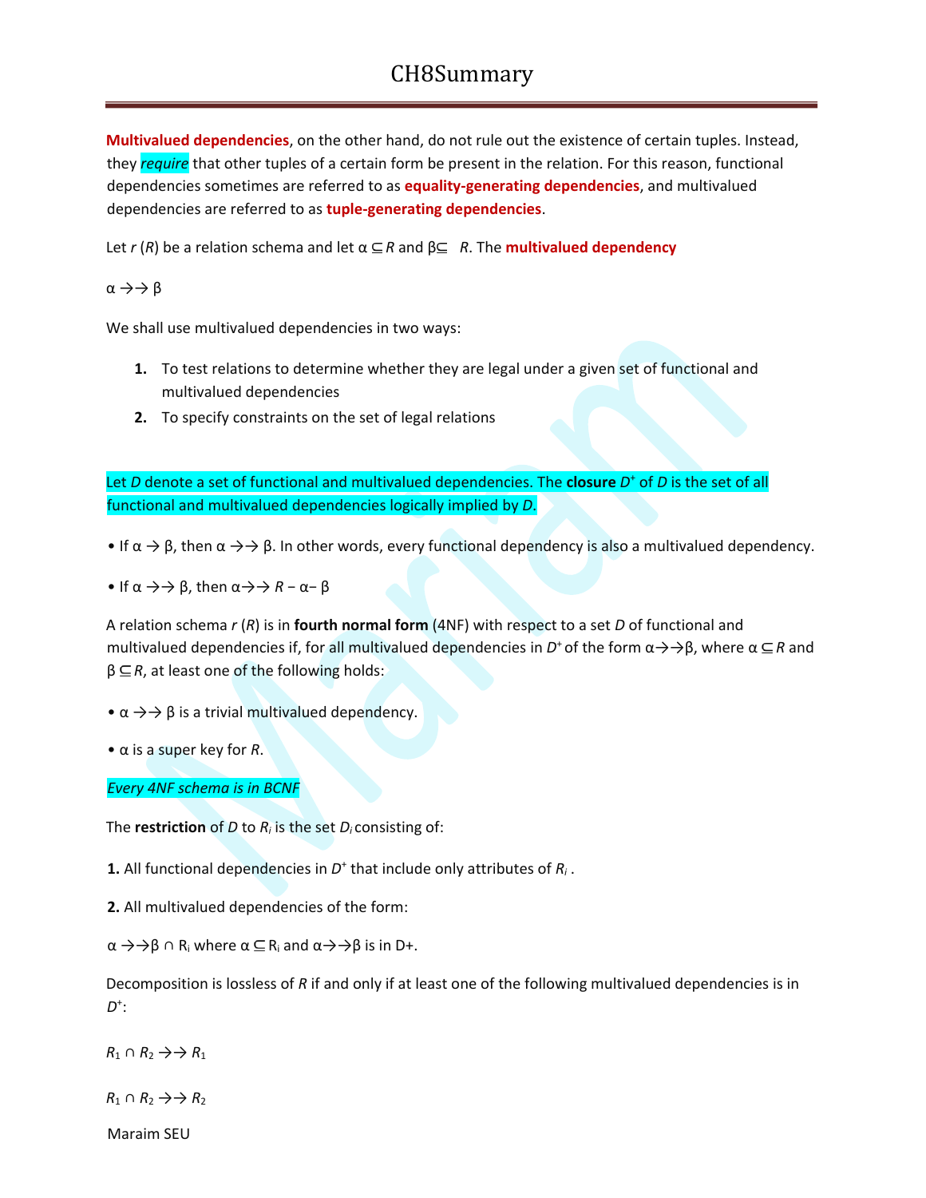# CH8Summary

**Multivalued dependencies**, on the other hand, do not rule out the existence of certain tuples. Instead, they ***require*** that other tuples of a certain form be present in the relation. For this reason, functional dependencies sometimes are referred to as **equality-generating dependencies**, and multivalued dependencies are referred to as **tuple-generating dependencies**.

Let $r(R)$ be a relation schema and let $\alpha \subseteq R$ and $\beta \subseteq R$. The **multivalued dependency**

$\alpha \rightarrow\rightarrow \beta$

We shall use multivalued dependencies in two ways:

1. To test relations to determine whether they are legal under a given set of functional and multivalued dependencies
2. To specify constraints on the set of legal relations

Let $D$ denote a set of functional and multivalued dependencies. The **closure** $D^+$ of $D$ is the set of all functional and multivalued dependencies logically implied by $D$.

- If $\alpha \rightarrow \beta$, then $\alpha \rightarrow\rightarrow \beta$. In other words, every functional dependency is also a multivalued dependency.
- If $\alpha \rightarrow\rightarrow \beta$, then $\alpha \rightarrow\rightarrow R - \alpha - \beta$

A relation schema $r(R)$ is in **fourth normal form** (4NF) with respect to a set $D$ of functional and multivalued dependencies if, for all multivalued dependencies in $D^+$ of the form $\alpha \rightarrow\rightarrow \beta$, where $\alpha \subseteq R$ and $\beta \subseteq R$, at least one of the following holds:

- $\alpha \rightarrow\rightarrow \beta$ is a trivial multivalued dependency.
- $\alpha$ is a super key for $R$.

*Every 4NF schema is in BCNF*

The **restriction** of $D$ to $R_i$ is the set $D_i$ consisting of:

**1.** All functional dependencies in $D^+$ that include only attributes of $R_i$ .

**2.** All multivalued dependencies of the form:

$\alpha \rightarrow\rightarrow \beta \cap R_i$ where $\alpha \subseteq R_i$ and $\alpha \rightarrow\rightarrow \beta$ is in $D+$.

Decomposition is lossless of $R$ if and only if at least one of the following multivalued dependencies is in $D^+$:

$R_1 \cap R_2 \rightarrow\rightarrow R_1$

$R_1 \cap R_2 \rightarrow\rightarrow R_2$

Maraim SEU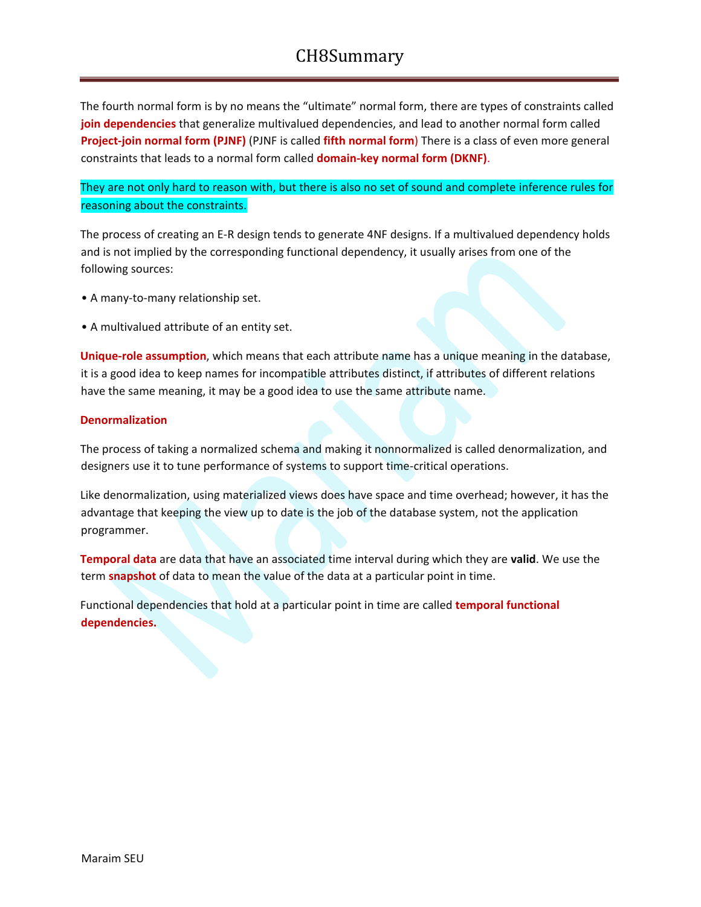# CH8Summary

The fourth normal form is by no means the "ultimate" normal form, there are types of constraints called **join dependencies** that generalize multivalued dependencies, and lead to another normal form called **Project-join normal form (PJNF)** (PJNF is called **fifth normal form**) There is a class of even more general constraints that leads to a normal form called **domain-key normal form (DKNF)**.

They are not only hard to reason with, but there is also no set of sound and complete inference rules for reasoning about the constraints.

The process of creating an E-R design tends to generate 4NF designs. If a multivalued dependency holds and is not implied by the corresponding functional dependency, it usually arises from one of the following sources:

- A many-to-many relationship set.
- A multivalued attribute of an entity set.

**Unique-role assumption**, which means that each attribute name has a unique meaning in the database, it is a good idea to keep names for incompatible attributes distinct, if attributes of different relations have the same meaning, it may be a good idea to use the same attribute name.

**Denormalization**

The process of taking a normalized schema and making it nonnormalized is called denormalization, and designers use it to tune performance of systems to support time-critical operations.

Like denormalization, using materialized views does have space and time overhead; however, it has the advantage that keeping the view up to date is the job of the database system, not the application programmer.

**Temporal data** are data that have an associated time interval during which they are **valid**. We use the term **snapshot** of data to mean the value of the data at a particular point in time.

Functional dependencies that hold at a particular point in time are called **temporal functional dependencies.**